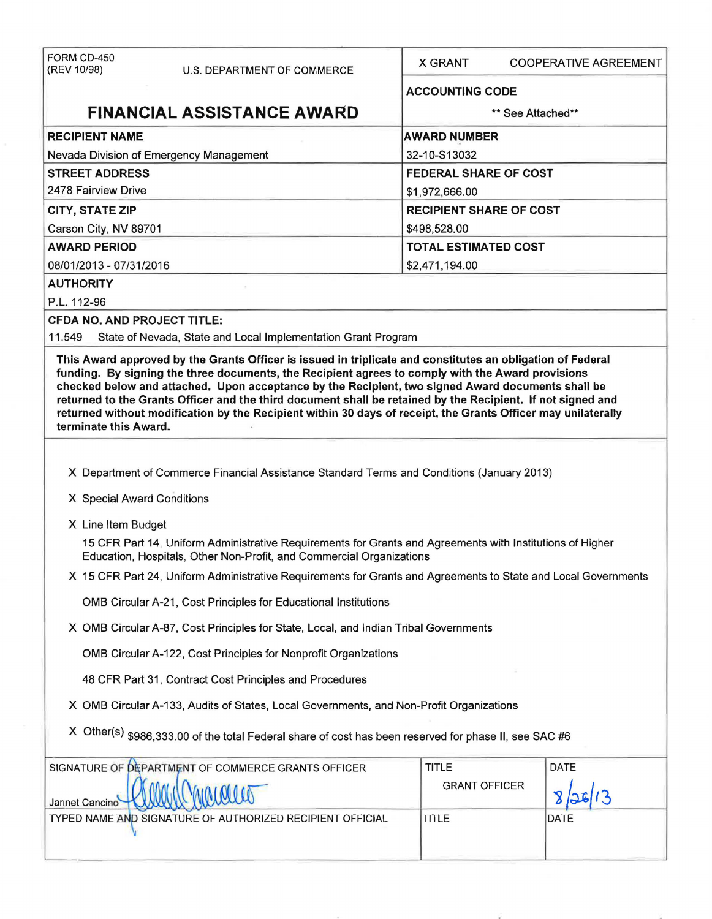| FORM CD-450 (REV 10/98) U.S. DEPARTMENT OF COMMERCE | X GRANT COOPERATIVE AGREEMENT |
|---|---|
| **FINANCIAL ASSISTANCE AWARD** | **ACCOUNTING CODE** ** See Attached** |
| **RECIPIENT NAME** Nevada Division of Emergency Management | **AWARD NUMBER** 32-10-S13032 |
| **STREET ADDRESS** 2478 Fairview Drive | **FEDERAL SHARE OF COST** $1,972,666.00 |
| **CITY, STATE ZIP** Carson City, NV 89701 | **RECIPIENT SHARE OF COST** $498,528.00 |
| **AWARD PERIOD** 08/01/2013 - 07/31/2016 | **TOTAL ESTIMATED COST** $2,471,194.00 |

**AUTHORITY**

P.L. 112-96

**CFDA NO. AND PROJECT TITLE:**

11.549 State of Nevada, State and Local Implementation Grant Program

**This Award approved by the Grants Officer is issued in triplicate and constitutes an obligation of Federal funding. By signing the three documents, the Recipient agrees to comply with the Award provisions checked below and attached. Upon acceptance by the Recipient, two signed Award documents shall be returned to the Grants Officer and the third document shall be retained by the Recipient. If not signed and returned without modification by the Recipient within 30 days of receipt, the Grants Officer may unilaterally terminate this Award.**

X Department of Commerce Financial Assistance Standard Terms and Conditions (January 2013)

X Special Award Conditions

X Line Item Budget

15 CFR Part 14, Uniform Administrative Requirements for Grants and Agreements with Institutions of Higher Education, Hospitals, Other Non-Profit, and Commercial Organizations

X 15 CFR Part 24, Uniform Administrative Requirements for Grants and Agreements to State and Local Governments

OMB Circular A-21, Cost Principles for Educational Institutions

X OMB Circular A-87, Cost Principles for State, Local, and Indian Tribal Governments

OMB Circular A-122, Cost Principles for Nonprofit Organizations

48 CFR Part 31, Contract Cost Principles and Procedures

X OMB Circular A-133, Audits of States, Local Governments, and Non-Profit Organizations

X Other(s) $986,333.00 of the total Federal share of cost has been reserved for phase II, see SAC #6

| SIGNATURE OF DEPARTMENT OF COMMERCE GRANTS OFFICER | TITLE | DATE |
|---|---|---|
| Jannet Cancino (signature) | GRANT OFFICER | 8/26/13 |
| TYPED NAME AND SIGNATURE OF AUTHORIZED RECIPIENT OFFICIAL | TITLE | DATE |
| | | |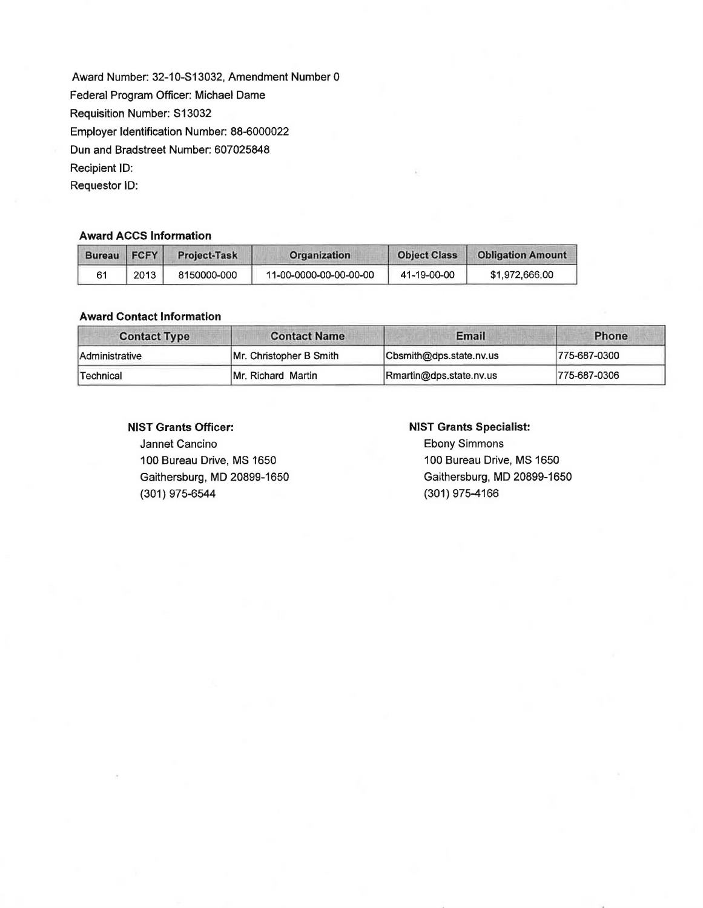Award Number: 32-10-S13032, Amendment Number 0

Federal Program Officer: Michael Dame

Requisition Number: S13032

Employer Identification Number: 88-6000022

Dun and Bradstreet Number: 607025848

Recipient ID:

Requestor ID:

**Award ACCS Information**

| Bureau | FCFY | Project-Task | Organization | Object Class | Obligation Amount |
|---|---|---|---|---|---|
| 61 | 2013 | 8150000-000 | 11-00-0000-00-00-00-00 | 41-19-00-00 | $1,972,666.00 |

**Award Contact Information**

| Contact Type | Contact Name | Email | Phone |
|---|---|---|---|
| Administrative | Mr. Christopher B Smith | Cbsmith@dps.state.nv.us | 775-687-0300 |
| Technical | Mr. Richard Martin | Rmartin@dps.state.nv.us | 775-687-0306 |

**NIST Grants Officer:**

Jannet Cancino
100 Bureau Drive, MS 1650
Gaithersburg, MD 20899-1650
(301) 975-6544

**NIST Grants Specialist:**

Ebony Simmons
100 Bureau Drive, MS 1650
Gaithersburg, MD 20899-1650
(301) 975-4166